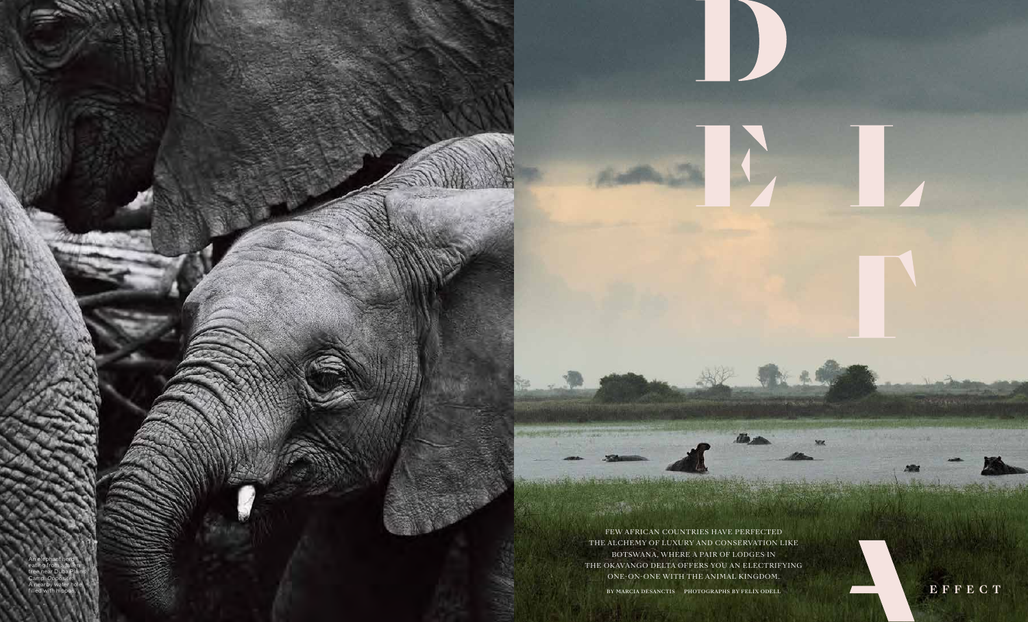# DELTA EFFECT

FEW AFRICAN COUNTRIES HAVE PERFECTED THE ALCHEMY OF LUXURY AND CONSERVATION LIKE BOTSWANA, WHERE A PAIR OF LODGES IN THE OKAVANGO DELTA OFFERS YOU AN ELECTRIFYING ONE-ON-ONE WITH THE ANIMAL KINGDOM.

BY MARCIA DESANCTIS PHOTOGRAPHS BY FELIX ODELL

An elephant herd eating from a fallen tree near Duba Plains Camp. Opposite: A nearby water hole filled with hippos.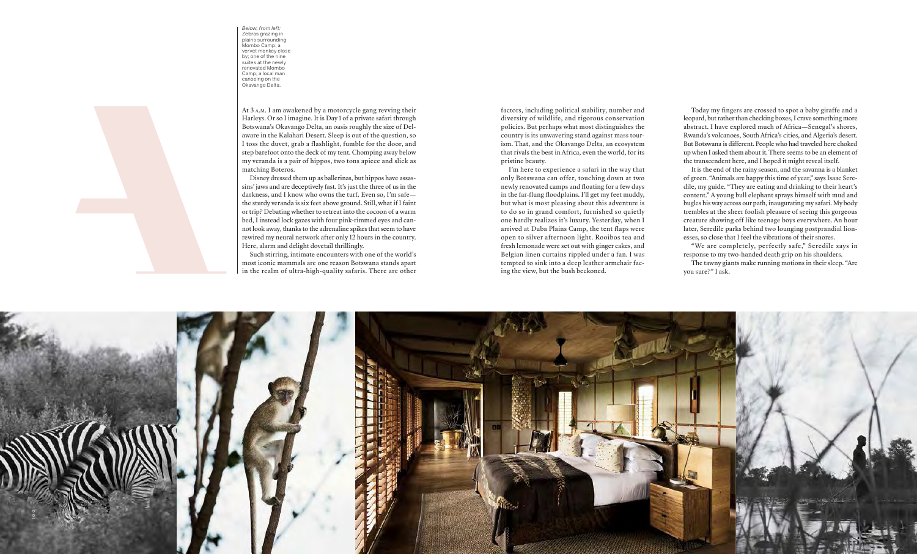*Below, from left:* Zebras grazing in plains surrounding Mombo Camp; a vervet monkey close by; one of the nine suites at the newly renovated Mombo Camp; a local man canoeing on the Okavango Delta.

At 3 A.M. I am awakened by a motorcycle gang revving their Harleys. Or so I imagine. It is Day 1 of a private safari through Botswana's Okavango Delta, an oasis roughly the size of Delaware in the Kalahari Desert. Sleep is out of the question, so I toss the duvet, grab a flashlight, fumble for the door, and step barefoot onto the deck of my tent. Chomping away below my veranda is a pair of hippos, two tons apiece and slick as matching Boteros.

Disney dressed them up as ballerinas, but hippos have assassins' jaws and are deceptively fast. It's just the three of us in the darkness, and I know who owns the turf. Even so, I'm safe—the sturdy veranda is six feet above ground. Still, what if I faint or trip? Debating whether to retreat into the cocoon of a warm bed, I instead lock gazes with four pink-rimmed eyes and cannot look away, thanks to the adrenaline spikes that seem to have rewired my neural network after only 12 hours in the country. Here, alarm and delight dovetail thrillingly.

Such stirring, intimate encounters with one of the world's most iconic mammals are one reason Botswana stands apart in the realm of ultra-high-quality safaris. There are other factors, including political stability, number and diversity of wildlife, and rigorous conservation policies. But perhaps what most distinguishes the country is its unwavering stand against mass tourism. That, and the Okavango Delta, an ecosystem that rivals the best in Africa, even the world, for its pristine beauty.

I'm here to experience a safari in the way that only Botswana can offer, touching down at two newly renovated camps and floating for a few days in the far-flung floodplains. I'll get my feet muddy, but what is most pleasing about this adventure is to do so in grand comfort, furnished so quietly one hardly realizes it's luxury. Yesterday, when I arrived at Duba Plains Camp, the tent flaps were open to silver afternoon light. Rooibos tea and fresh lemonade were set out with ginger cakes, and Belgian linen curtains rippled under a fan. I was tempted to sink into a deep leather armchair facing the view, but the bush beckoned.

Today my fingers are crossed to spot a baby giraffe and a leopard, but rather than checking boxes, I crave something more abstract. I have explored much of Africa—Senegal's shores, Rwanda's volcanoes, South Africa's cities, and Algeria's desert. But Botswana is different. People who had traveled here choked up when I asked them about it. There seems to be an element of the transcendent here, and I hoped it might reveal itself.

It is the end of the rainy season, and the savanna is a blanket of green. "Animals are happy this time of year," says Isaac Seredile, my guide. "They are eating and drinking to their heart's content." A young bull elephant sprays himself with mud and bugles his way across our path, inaugurating my safari. My body trembles at the sheer foolish pleasure of seeing this gorgeous creature showing off like teenage boys everywhere. An hour later, Seredile parks behind two lounging postprandial lionesses, so close that I feel the vibrations of their snores.

"We are completely, perfectly safe," Seredile says in response to my two-handed death grip on his shoulders.

The tawny giants make running motions in their sleep. "Are you sure?" I ask.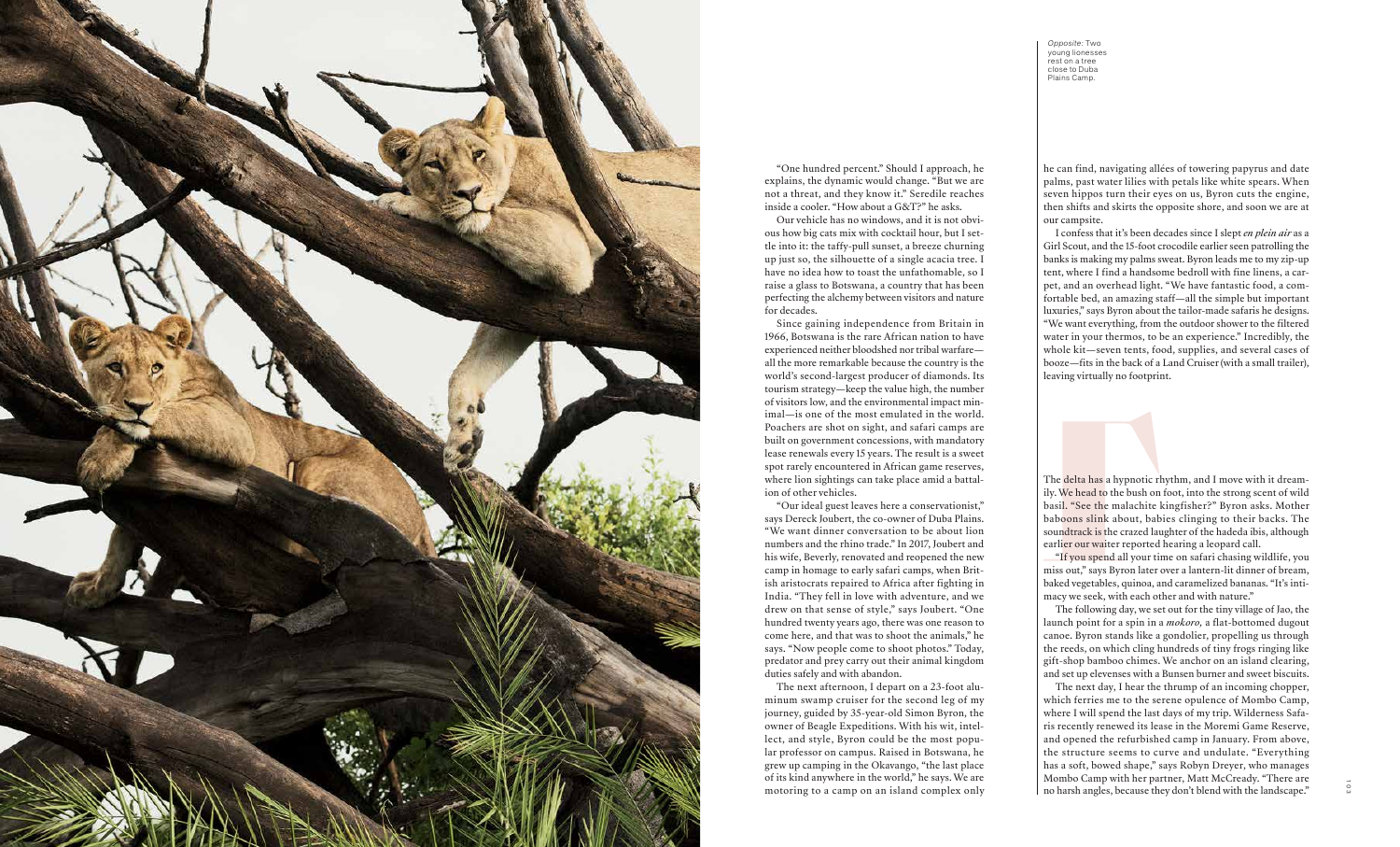*Opposite:* Two young lionesses rest on a tree close to Duba Plains Camp.

"One hundred percent." Should I approach, he explains, the dynamic would change. "But we are not a threat, and they know it." Seredile reaches inside a cooler. "How about a G&T?" he asks.

Our vehicle has no windows, and it is not obvious how big cats mix with cocktail hour, but I settle into it: the taffy-pull sunset, a breeze churning up just so, the silhouette of a single acacia tree. I have no idea how to toast the unfathomable, so I raise a glass to Botswana, a country that has been perfecting the alchemy between visitors and nature for decades.

Since gaining independence from Britain in 1966, Botswana is the rare African nation to have experienced neither bloodshed nor tribal warfare—all the more remarkable because the country is the world's second-largest producer of diamonds. Its tourism strategy—keep the value high, the number of visitors low, and the environmental impact minimal—is one of the most emulated in the world. Poachers are shot on sight, and safari camps are built on government concessions, with mandatory lease renewals every 15 years. The result is a sweet spot rarely encountered in African game reserves, where lion sightings can take place amid a battalion of other vehicles.

"Our ideal guest leaves here a conservationist," says Dereck Joubert, the co-owner of Duba Plains. "We want dinner conversation to be about lion numbers and the rhino trade." In 2017, Joubert and his wife, Beverly, renovated and reopened the new camp in homage to early safari camps, when British aristocrats repaired to Africa after fighting in India. "They fell in love with adventure, and we drew on that sense of style," says Joubert. "One hundred twenty years ago, there was one reason to come here, and that was to shoot the animals," he says. "Now people come to shoot photos." Today, predator and prey carry out their animal kingdom duties safely and with abandon.

The next afternoon, I depart on a 23-foot aluminum swamp cruiser for the second leg of my journey, guided by 35-year-old Simon Byron, the owner of Beagle Expeditions. With his wit, intellect, and style, Byron could be the most popular professor on campus. Raised in Botswana, he grew up camping in the Okavango, "the last place of its kind anywhere in the world," he says. We are motoring to a camp on an island complex only he can find, navigating allées of towering papyrus and date palms, past water lilies with petals like white spears. When seven hippos turn their eyes on us, Byron cuts the engine, then shifts and skirts the opposite shore, and soon we are at our campsite.

I confess that it's been decades since I slept *en plein air* as a Girl Scout, and the 15-foot crocodile earlier seen patrolling the banks is making my palms sweat. Byron leads me to my zip-up tent, where I find a handsome bedroll with fine linens, a carpet, and an overhead light. "We have fantastic food, a comfortable bed, an amazing staff—all the simple but important luxuries," says Byron about the tailor-made safaris he designs. "We want everything, from the outdoor shower to the filtered water in your thermos, to be an experience." Incredibly, the whole kit—seven tents, food, supplies, and several cases of booze—fits in the back of a Land Cruiser (with a small trailer), leaving virtually no footprint.

The delta has a hypnotic rhythm, and I move with it dreamily. We head to the bush on foot, into the strong scent of wild basil. "See the malachite kingfisher?" Byron asks. Mother baboons slink about, babies clinging to their backs. The soundtrack is the crazed laughter of the hadeda ibis, although earlier our waiter reported hearing a leopard call.

"If you spend all your time on safari chasing wildlife, you miss out," says Byron later over a lantern-lit dinner of bream, baked vegetables, quinoa, and caramelized bananas. "It's intimacy we seek, with each other and with nature."

The following day, we set out for the tiny village of Jao, the launch point for a spin in a *mokoro,* a flat-bottomed dugout canoe. Byron stands like a gondolier, propelling us through the reeds, on which cling hundreds of tiny frogs ringing like gift-shop bamboo chimes. We anchor on an island clearing, and set up elevenses with a Bunsen burner and sweet biscuits.

The next day, I hear the thrump of an incoming chopper, which ferries me to the serene opulence of Mombo Camp, where I will spend the last days of my trip. Wilderness Safaris recently renewed its lease in the Moremi Game Reserve, and opened the refurbished camp in January. From above, the structure seems to curve and undulate. "Everything has a soft, bowed shape," says Robyn Dreyer, who manages Mombo Camp with her partner, Matt McCready. "There are no harsh angles, because they don't blend with the landscape."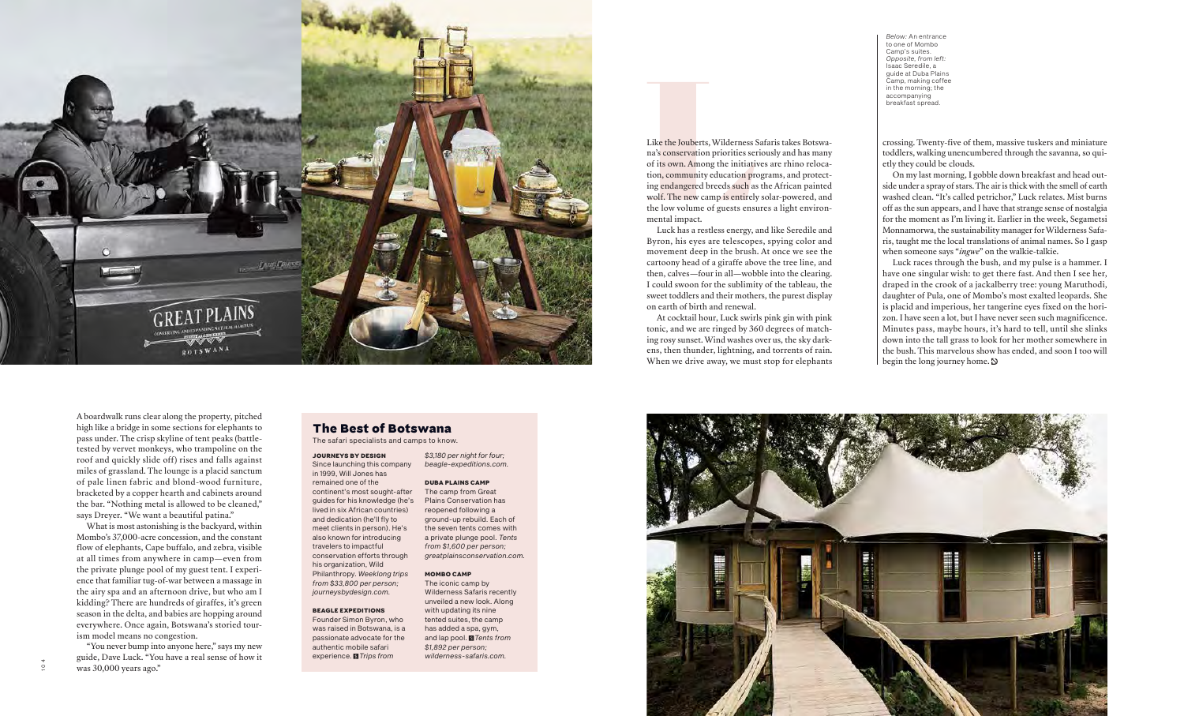A boardwalk runs clear along the property, pitched high like a bridge in some sections for elephants to pass under. The crisp skyline of tent peaks (battle-tested by vervet monkeys, who trampoline on the roof and quickly slide off) rises and falls against miles of grassland. The lounge is a placid sanctum of pale linen fabric and blond-wood furniture, bracketed by a copper hearth and cabinets around the bar. "Nothing metal is allowed to be cleaned," says Dreyer. "We want a beautiful patina."

What is most astonishing is the backyard, within Mombo's 37,000-acre concession, and the constant flow of elephants, Cape buffalo, and zebra, visible at all times from anywhere in camp—even from the private plunge pool of my guest tent. I experience that familiar tug-of-war between a massage in the airy spa and an afternoon drive, but who am I kidding? There are hundreds of giraffes, it's green season in the delta, and babies are hopping around everywhere. Once again, Botswana's storied tourism model means no congestion.

"You never bump into anyone here," says my new guide, Dave Luck. "You have a real sense of how it was 30,000 years ago."

## The Best of Botswana

The safari specialists and camps to know.

**JOURNEYS BY DESIGN**
Since launching this company in 1999, Will Jones has remained one of the continent's most sought-after guides for his knowledge (he's lived in six African countries) and dedication (he'll fly to meet clients in person). He's also known for introducing travelers to impactful conservation efforts through his organization, Wild Philanthropy. *Weeklong trips from $33,800 per person; journeysbydesign.com.*

**BEAGLE EXPEDITIONS**
Founder Simon Byron, who was raised in Botswana, is a passionate advocate for the authentic mobile safari experience. *Trips from $3,180 per night for four; beagle-expeditions.com.*

**DUBA PLAINS CAMP**
The camp from Great Plains Conservation has reopened following a ground-up rebuild. Each of the seven tents comes with a private plunge pool. *Tents from $1,600 per person; greatplainsconservation.com.*

**MOMBO CAMP**
The iconic camp by Wilderness Safaris recently unveiled a new look. Along with updating its nine tented suites, the camp has added a spa, gym, and lap pool. *Tents from $1,892 per person; wilderness-safaris.com.*

Like the Jouberts, Wilderness Safaris takes Botswana's conservation priorities seriously and has many of its own. Among the initiatives are rhino relocation, community education programs, and protecting endangered breeds such as the African painted wolf. The new camp is entirely solar-powered, and the low volume of guests ensures a light environmental impact.

Luck has a restless energy, and like Seredile and Byron, his eyes are telescopes, spying color and movement deep in the brush. At once we see the cartoony head of a giraffe above the tree line, and then, calves—four in all—wobble into the clearing. I could swoon for the sublimity of the tableau, the sweet toddlers and their mothers, the purest display on earth of birth and renewal.

At cocktail hour, Luck swirls pink gin with pink tonic, and we are ringed by 360 degrees of matching rosy sunset. Wind washes over us, the sky darkens, then thunder, lightning, and torrents of rain. When we drive away, we must stop for elephants crossing. Twenty-five of them, massive tuskers and miniature toddlers, walking unencumbered through the savanna, so quietly they could be clouds.

On my last morning, I gobble down breakfast and head outside under a spray of stars. The air is thick with the smell of earth washed clean. "It's called petrichor," Luck relates. Mist burns off as the sun appears, and I have that strange sense of nostalgia for the moment as I'm living it. Earlier in the week, Segametsi Monnamorwa, the sustainability manager for Wilderness Safaris, taught me the local translations of animal names. So I gasp when someone says "*ingwe*" on the walkie-talkie.

Luck races through the bush, and my pulse is a hammer. I have one singular wish: to get there fast. And then I see her, draped in the crook of a jackalberry tree: young Maruthodi, daughter of Pula, one of Mombo's most exalted leopards. She is placid and imperious, her tangerine eyes fixed on the horizon. I have seen a lot, but I have never seen such magnificence. Minutes pass, maybe hours, it's hard to tell, until she slinks down into the tall grass to look for her mother somewhere in the bush. This marvelous show has ended, and soon I too will begin the long journey home.

*Below:* An entrance to one of Mombo Camp's suites. *Opposite, from left:* Isaac Seredile, a guide at Duba Plains Camp, making coffee in the morning; the accompanying breakfast spread.